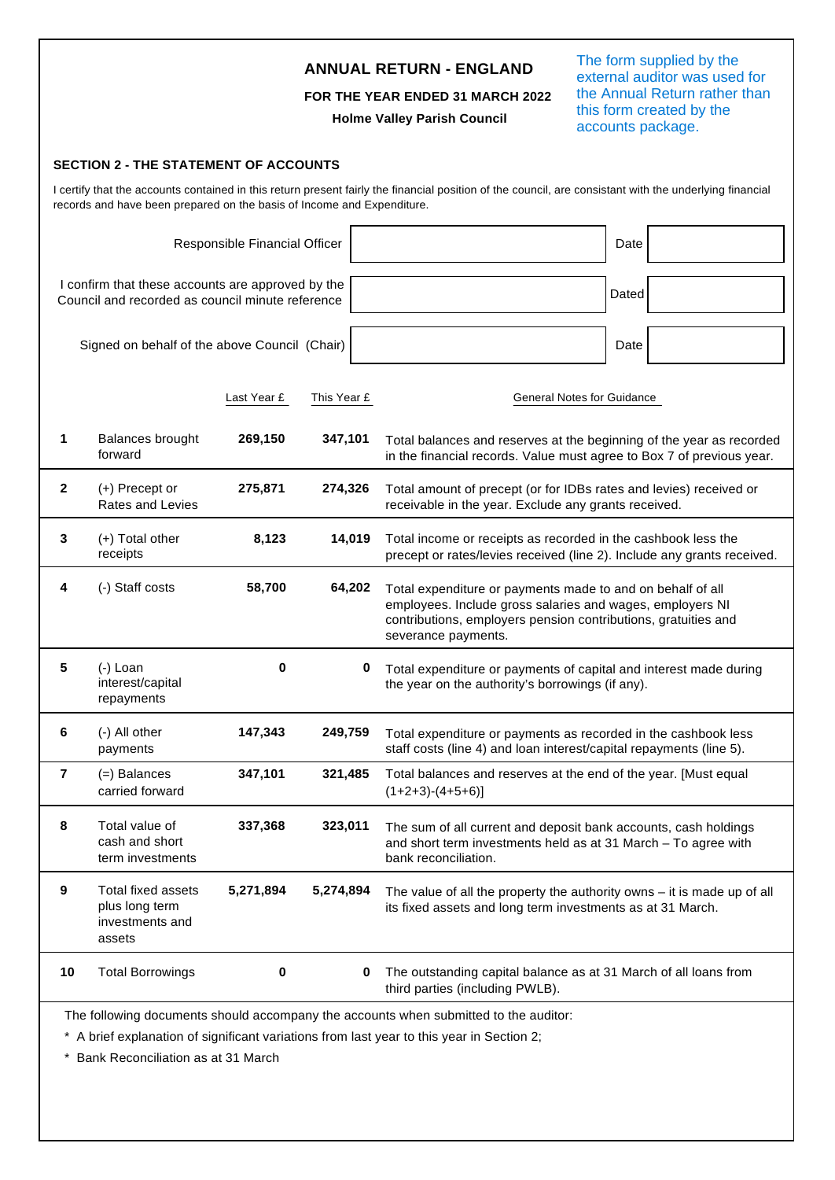# ANNUAL RETURN - ENGLAND

**FOR THE YEAR ENDED 31 MARCH 2022**

**Holme Valley Parish Council**

The form supplied by the external auditor was used for the Annual Return rather than this form created by the accounts package.

## SECTION 2 - THE STATEMENT OF ACCOUNTS

I certify that the accounts contained in this return present fairly the financial position of the council, are consistant with the underlying financial records and have been prepared on the basis of Income and Expenditure.

| | | | |
|---|---|---|---|
| Responsible Financial Officer | | Date | |
| I confirm that these accounts are approved by the Council and recorded as council minute reference | | Dated | |
| Signed on behalf of the above Council (Chair) | | Date | |

| | | Last Year £ | This Year £ | General Notes for Guidance |
|---|---|---|---|---|
| 1 | Balances brought forward | 269,150 | 347,101 | Total balances and reserves at the beginning of the year as recorded in the financial records. Value must agree to Box 7 of previous year. |
| 2 | (+) Precept or Rates and Levies | 275,871 | 274,326 | Total amount of precept (or for IDBs rates and levies) received or receivable in the year. Exclude any grants received. |
| 3 | (+) Total other receipts | 8,123 | 14,019 | Total income or receipts as recorded in the cashbook less the precept or rates/levies received (line 2). Include any grants received. |
| 4 | (-) Staff costs | 58,700 | 64,202 | Total expenditure or payments made to and on behalf of all employees. Include gross salaries and wages, employers NI contributions, employers pension contributions, gratuities and severance payments. |
| 5 | (-) Loan interest/capital repayments | 0 | 0 | Total expenditure or payments of capital and interest made during the year on the authority's borrowings (if any). |
| 6 | (-) All other payments | 147,343 | 249,759 | Total expenditure or payments as recorded in the cashbook less staff costs (line 4) and loan interest/capital repayments (line 5). |
| 7 | (=) Balances carried forward | 347,101 | 321,485 | Total balances and reserves at the end of the year. [Must equal (1+2+3)-(4+5+6)] |
| 8 | Total value of cash and short term investments | 337,368 | 323,011 | The sum of all current and deposit bank accounts, cash holdings and short term investments held as at 31 March – To agree with bank reconciliation. |
| 9 | Total fixed assets plus long term investments and assets | 5,271,894 | 5,274,894 | The value of all the property the authority owns – it is made up of all its fixed assets and long term investments as at 31 March. |
| 10 | Total Borrowings | 0 | 0 | The outstanding capital balance as at 31 March of all loans from third parties (including PWLB). |

The following documents should accompany the accounts when submitted to the auditor:

* A brief explanation of significant variations from last year to this year in Section 2;
* Bank Reconciliation as at 31 March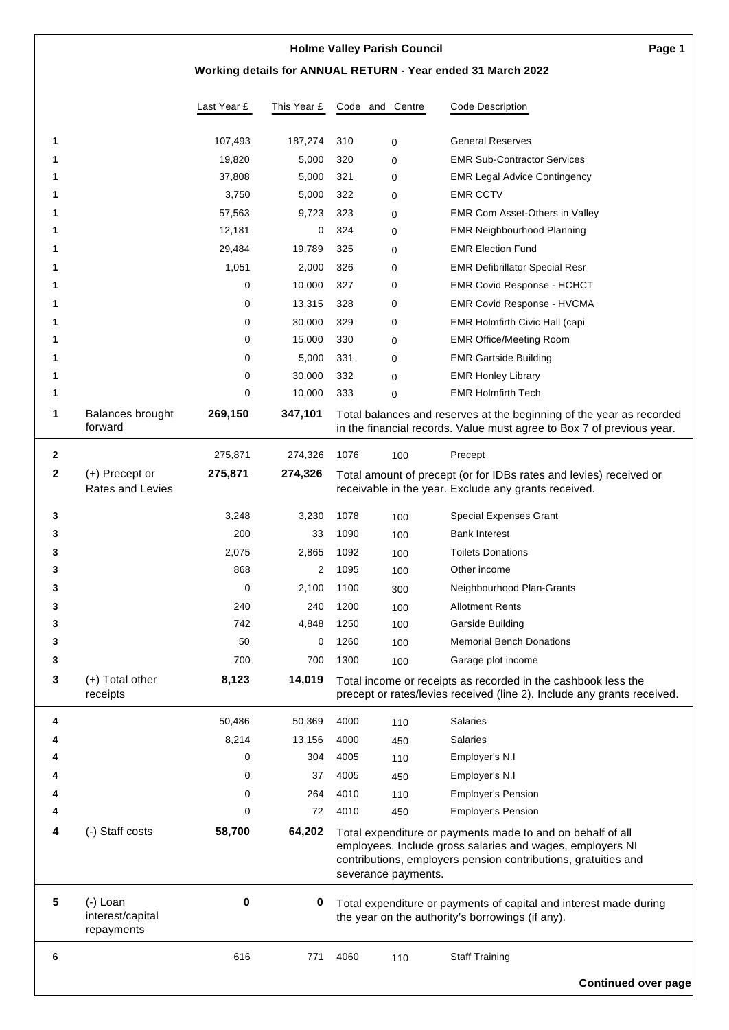## Holme Valley Parish Council

### Working details for ANNUAL RETURN - Year ended 31 March 2022

| | | Last Year £ | This Year £ | Code | and Centre | Code Description |
|---|---|---|---|---|---|---|
| 1 | | 107,493 | 187,274 | 310 | 0 | General Reserves |
| 1 | | 19,820 | 5,000 | 320 | 0 | EMR Sub-Contractor Services |
| 1 | | 37,808 | 5,000 | 321 | 0 | EMR Legal Advice Contingency |
| 1 | | 3,750 | 5,000 | 322 | 0 | EMR CCTV |
| 1 | | 57,563 | 9,723 | 323 | 0 | EMR Com Asset-Others in Valley |
| 1 | | 12,181 | 0 | 324 | 0 | EMR Neighbourhood Planning |
| 1 | | 29,484 | 19,789 | 325 | 0 | EMR Election Fund |
| 1 | | 1,051 | 2,000 | 326 | 0 | EMR Defibrillator Special Resr |
| 1 | | 0 | 10,000 | 327 | 0 | EMR Covid Response - HCHCT |
| 1 | | 0 | 13,315 | 328 | 0 | EMR Covid Response - HVCMA |
| 1 | | 0 | 30,000 | 329 | 0 | EMR Holmfirth Civic Hall (capi |
| 1 | | 0 | 15,000 | 330 | 0 | EMR Office/Meeting Room |
| 1 | | 0 | 5,000 | 331 | 0 | EMR Gartside Building |
| 1 | | 0 | 30,000 | 332 | 0 | EMR Honley Library |
| 1 | | 0 | 10,000 | 333 | 0 | EMR Holmfirth Tech |
| **1** | Balances brought forward | **269,150** | **347,101** | Total balances and reserves at the beginning of the year as recorded in the financial records. Value must agree to Box 7 of previous year. | | |
| 2 | | 275,871 | 274,326 | 1076 | 100 | Precept |
| **2** | (+) Precept or Rates and Levies | **275,871** | **274,326** | Total amount of precept (or for IDBs rates and levies) received or receivable in the year. Exclude any grants received. | | |
| 3 | | 3,248 | 3,230 | 1078 | 100 | Special Expenses Grant |
| 3 | | 200 | 33 | 1090 | 100 | Bank Interest |
| 3 | | 2,075 | 2,865 | 1092 | 100 | Toilets Donations |
| 3 | | 868 | 2 | 1095 | 100 | Other income |
| 3 | | 0 | 2,100 | 1100 | 300 | Neighbourhood Plan-Grants |
| 3 | | 240 | 240 | 1200 | 100 | Allotment Rents |
| 3 | | 742 | 4,848 | 1250 | 100 | Garside Building |
| 3 | | 50 | 0 | 1260 | 100 | Memorial Bench Donations |
| 3 | | 700 | 700 | 1300 | 100 | Garage plot income |
| **3** | (+) Total other receipts | **8,123** | **14,019** | Total income or receipts as recorded in the cashbook less the precept or rates/levies received (line 2). Include any grants received. | | |
| 4 | | 50,486 | 50,369 | 4000 | 110 | Salaries |
| 4 | | 8,214 | 13,156 | 4000 | 450 | Salaries |
| 4 | | 0 | 304 | 4005 | 110 | Employer's N.I |
| 4 | | 0 | 37 | 4005 | 450 | Employer's N.I |
| 4 | | 0 | 264 | 4010 | 110 | Employer's Pension |
| 4 | | 0 | 72 | 4010 | 450 | Employer's Pension |
| **4** | (-) Staff costs | **58,700** | **64,202** | Total expenditure or payments made to and on behalf of all employees. Include gross salaries and wages, employers NI contributions, employers pension contributions, gratuities and severance payments. | | |
| **5** | (-) Loan interest/capital repayments | **0** | **0** | Total expenditure or payments of capital and interest made during the year on the authority's borrowings (if any). | | |
| 6 | | 616 | 771 | 4060 | 110 | Staff Training |

**Continued over page**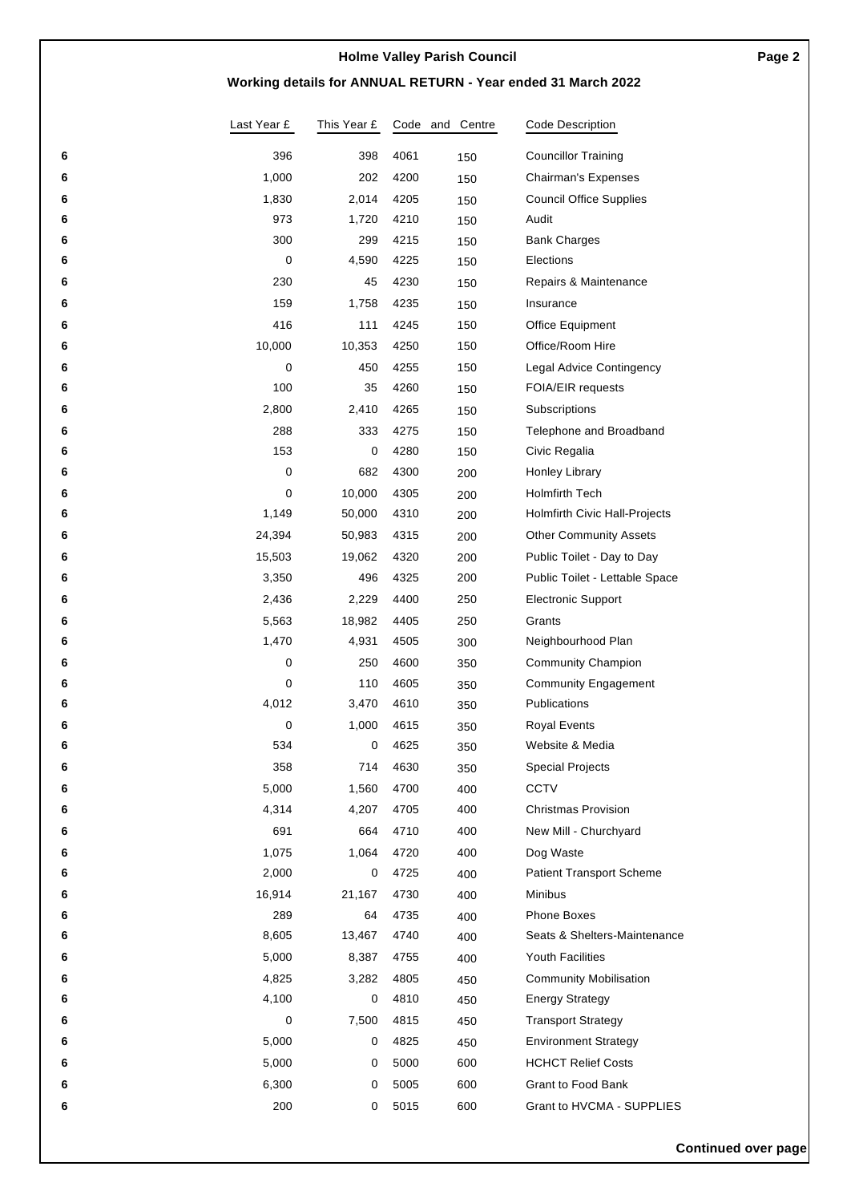## Holme Valley Parish Council

### Working details for ANNUAL RETURN - Year ended 31 March 2022

| | Last Year £ | This Year £ | Code | and Centre | Code Description |
|---|---|---|---|---|---|
| 6 | 396 | 398 | 4061 | 150 | Councillor Training |
| 6 | 1,000 | 202 | 4200 | 150 | Chairman's Expenses |
| 6 | 1,830 | 2,014 | 4205 | 150 | Council Office Supplies |
| 6 | 973 | 1,720 | 4210 | 150 | Audit |
| 6 | 300 | 299 | 4215 | 150 | Bank Charges |
| 6 | 0 | 4,590 | 4225 | 150 | Elections |
| 6 | 230 | 45 | 4230 | 150 | Repairs & Maintenance |
| 6 | 159 | 1,758 | 4235 | 150 | Insurance |
| 6 | 416 | 111 | 4245 | 150 | Office Equipment |
| 6 | 10,000 | 10,353 | 4250 | 150 | Office/Room Hire |
| 6 | 0 | 450 | 4255 | 150 | Legal Advice Contingency |
| 6 | 100 | 35 | 4260 | 150 | FOIA/EIR requests |
| 6 | 2,800 | 2,410 | 4265 | 150 | Subscriptions |
| 6 | 288 | 333 | 4275 | 150 | Telephone and Broadband |
| 6 | 153 | 0 | 4280 | 150 | Civic Regalia |
| 6 | 0 | 682 | 4300 | 200 | Honley Library |
| 6 | 0 | 10,000 | 4305 | 200 | Holmfirth Tech |
| 6 | 1,149 | 50,000 | 4310 | 200 | Holmfirth Civic Hall-Projects |
| 6 | 24,394 | 50,983 | 4315 | 200 | Other Community Assets |
| 6 | 15,503 | 19,062 | 4320 | 200 | Public Toilet - Day to Day |
| 6 | 3,350 | 496 | 4325 | 200 | Public Toilet - Lettable Space |
| 6 | 2,436 | 2,229 | 4400 | 250 | Electronic Support |
| 6 | 5,563 | 18,982 | 4405 | 250 | Grants |
| 6 | 1,470 | 4,931 | 4505 | 300 | Neighbourhood Plan |
| 6 | 0 | 250 | 4600 | 350 | Community Champion |
| 6 | 0 | 110 | 4605 | 350 | Community Engagement |
| 6 | 4,012 | 3,470 | 4610 | 350 | Publications |
| 6 | 0 | 1,000 | 4615 | 350 | Royal Events |
| 6 | 534 | 0 | 4625 | 350 | Website & Media |
| 6 | 358 | 714 | 4630 | 350 | Special Projects |
| 6 | 5,000 | 1,560 | 4700 | 400 | CCTV |
| 6 | 4,314 | 4,207 | 4705 | 400 | Christmas Provision |
| 6 | 691 | 664 | 4710 | 400 | New Mill - Churchyard |
| 6 | 1,075 | 1,064 | 4720 | 400 | Dog Waste |
| 6 | 2,000 | 0 | 4725 | 400 | Patient Transport Scheme |
| 6 | 16,914 | 21,167 | 4730 | 400 | Minibus |
| 6 | 289 | 64 | 4735 | 400 | Phone Boxes |
| 6 | 8,605 | 13,467 | 4740 | 400 | Seats & Shelters-Maintenance |
| 6 | 5,000 | 8,387 | 4755 | 400 | Youth Facilities |
| 6 | 4,825 | 3,282 | 4805 | 450 | Community Mobilisation |
| 6 | 4,100 | 0 | 4810 | 450 | Energy Strategy |
| 6 | 0 | 7,500 | 4815 | 450 | Transport Strategy |
| 6 | 5,000 | 0 | 4825 | 450 | Environment Strategy |
| 6 | 5,000 | 0 | 5000 | 600 | HCHCT Relief Costs |
| 6 | 6,300 | 0 | 5005 | 600 | Grant to Food Bank |
| 6 | 200 | 0 | 5015 | 600 | Grant to HVCMA - SUPPLIES |

**Continued over page**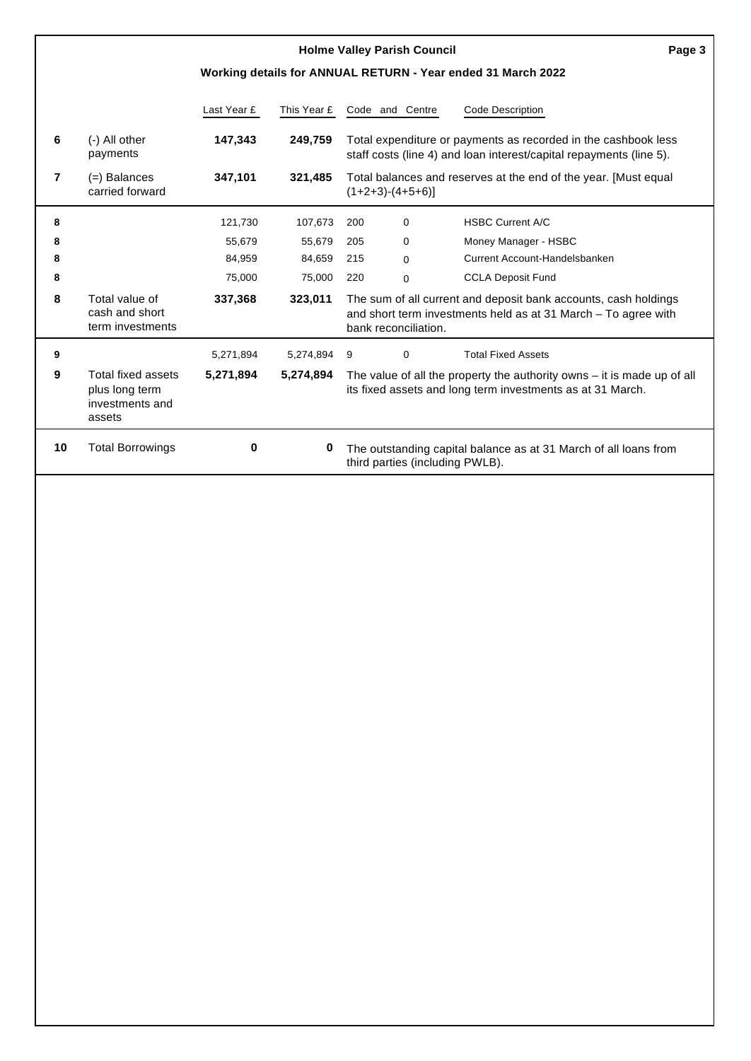**Holme Valley Parish Council**

**Working details for ANNUAL RETURN - Year ended 31 March 2022**

| | | Last Year £ | This Year £ | Code | and Centre | Code Description |
|---|---|---|---|---|---|---|
| **6** | (-) All other payments | **147,343** | **249,759** | Total expenditure or payments as recorded in the cashbook less staff costs (line 4) and loan interest/capital repayments (line 5). | | |
| **7** | (=) Balances carried forward | **347,101** | **321,485** | Total balances and reserves at the end of the year. [Must equal (1+2+3)-(4+5+6)] | | |
| **8** | | 121,730 | 107,673 | 200 | 0 | HSBC Current A/C |
| **8** | | 55,679 | 55,679 | 205 | 0 | Money Manager - HSBC |
| **8** | | 84,959 | 84,659 | 215 | 0 | Current Account-Handelsbanken |
| **8** | | 75,000 | 75,000 | 220 | 0 | CCLA Deposit Fund |
| **8** | Total value of cash and short term investments | **337,368** | **323,011** | The sum of all current and deposit bank accounts, cash holdings and short term investments held as at 31 March – To agree with bank reconciliation. | | |
| **9** | | 5,271,894 | 5,274,894 | 9 | 0 | Total Fixed Assets |
| **9** | Total fixed assets plus long term investments and assets | **5,271,894** | **5,274,894** | The value of all the property the authority owns – it is made up of all its fixed assets and long term investments as at 31 March. | | |
| **10** | Total Borrowings | **0** | **0** | The outstanding capital balance as at 31 March of all loans from third parties (including PWLB). | | |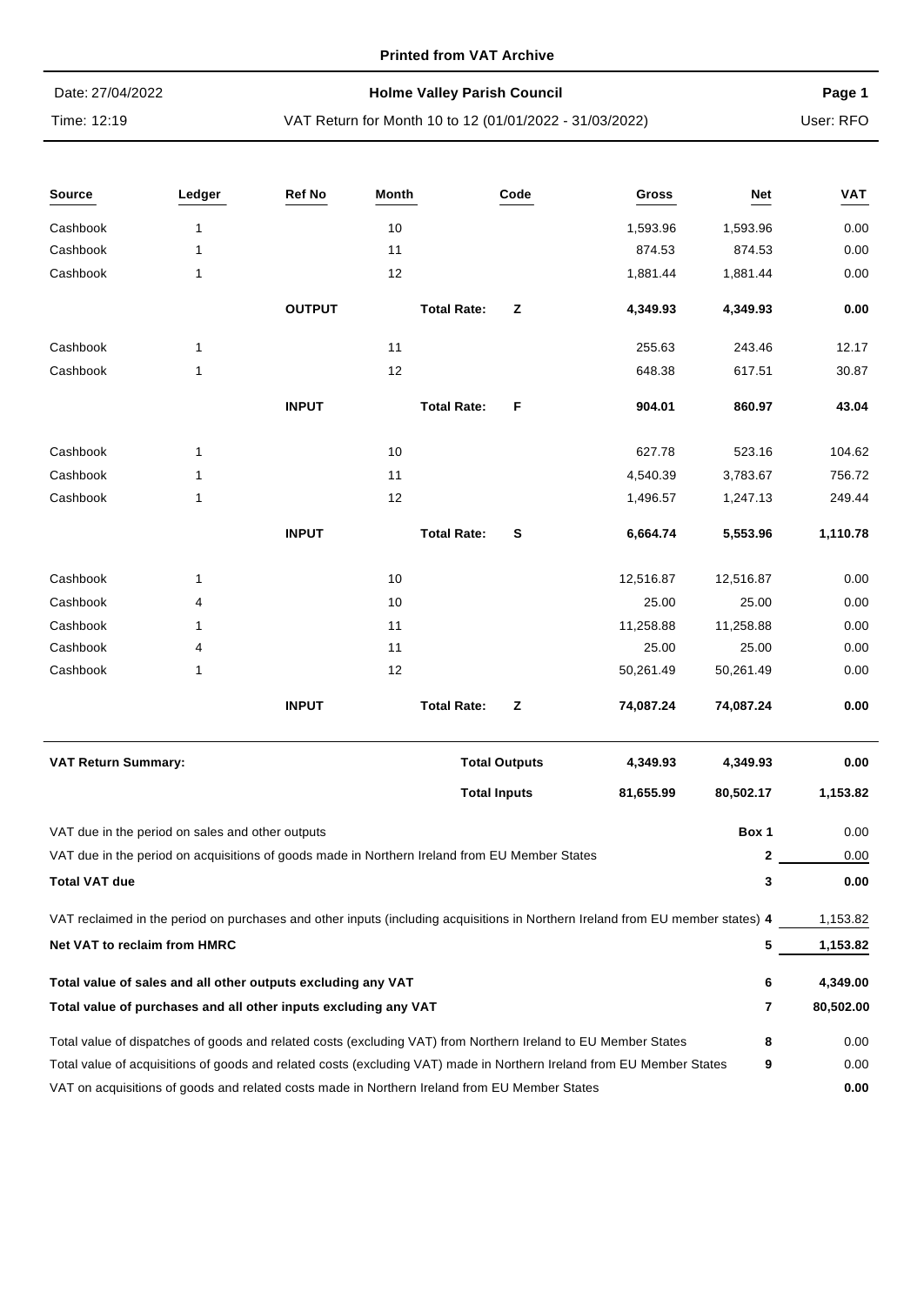**Printed from VAT Archive**

Date: 27/04/2022

Time: 12:19

**Holme Valley Parish Council**

VAT Return for Month 10 to 12 (01/01/2022 - 31/03/2022)

**Page 1**

User: RFO

| Source | Ledger | Ref No | Month | | Code | Gross | Net | VAT |
|---|---|---|---|---|---|---|---|---|
| Cashbook | 1 | | 10 | | | 1,593.96 | 1,593.96 | 0.00 |
| Cashbook | 1 | | 11 | | | 874.53 | 874.53 | 0.00 |
| Cashbook | 1 | | 12 | | | 1,881.44 | 1,881.44 | 0.00 |
| | | **OUTPUT** | | **Total Rate:** | **Z** | **4,349.93** | **4,349.93** | **0.00** |
| Cashbook | 1 | | 11 | | | 255.63 | 243.46 | 12.17 |
| Cashbook | 1 | | 12 | | | 648.38 | 617.51 | 30.87 |
| | | **INPUT** | | **Total Rate:** | **F** | **904.01** | **860.97** | **43.04** |
| Cashbook | 1 | | 10 | | | 627.78 | 523.16 | 104.62 |
| Cashbook | 1 | | 11 | | | 4,540.39 | 3,783.67 | 756.72 |
| Cashbook | 1 | | 12 | | | 1,496.57 | 1,247.13 | 249.44 |
| | | **INPUT** | | **Total Rate:** | **S** | **6,664.74** | **5,553.96** | **1,110.78** |
| Cashbook | 1 | | 10 | | | 12,516.87 | 12,516.87 | 0.00 |
| Cashbook | 4 | | 10 | | | 25.00 | 25.00 | 0.00 |
| Cashbook | 1 | | 11 | | | 11,258.88 | 11,258.88 | 0.00 |
| Cashbook | 4 | | 11 | | | 25.00 | 25.00 | 0.00 |
| Cashbook | 1 | | 12 | | | 50,261.49 | 50,261.49 | 0.00 |
| | | **INPUT** | | **Total Rate:** | **Z** | **74,087.24** | **74,087.24** | **0.00** |

| **VAT Return Summary:** | | Gross | Net | VAT |
|---|---|---|---|---|
| | **Total Outputs** | **4,349.93** | **4,349.93** | **0.00** |
| | **Total Inputs** | **81,655.99** | **80,502.17** | **1,153.82** |

| | Box | Value |
|---|---|---|
| VAT due in the period on sales and other outputs | Box 1 | 0.00 |
| VAT due in the period on acquisitions of goods made in Northern Ireland from EU Member States | 2 | 0.00 |
| **Total VAT due** | 3 | **0.00** |
| VAT reclaimed in the period on purchases and other inputs (including acquisitions in Northern Ireland from EU member states) | 4 | 1,153.82 |
| **Net VAT to reclaim from HMRC** | 5 | **1,153.82** |
| **Total value of sales and all other outputs excluding any VAT** | 6 | **4,349.00** |
| **Total value of purchases and all other inputs excluding any VAT** | 7 | **80,502.00** |
| Total value of dispatches of goods and related costs (excluding VAT) from Northern Ireland to EU Member States | 8 | 0.00 |
| Total value of acquisitions of goods and related costs (excluding VAT) made in Northern Ireland from EU Member States | 9 | 0.00 |
| VAT on acquisitions of goods and related costs made in Northern Ireland from EU Member States | | **0.00** |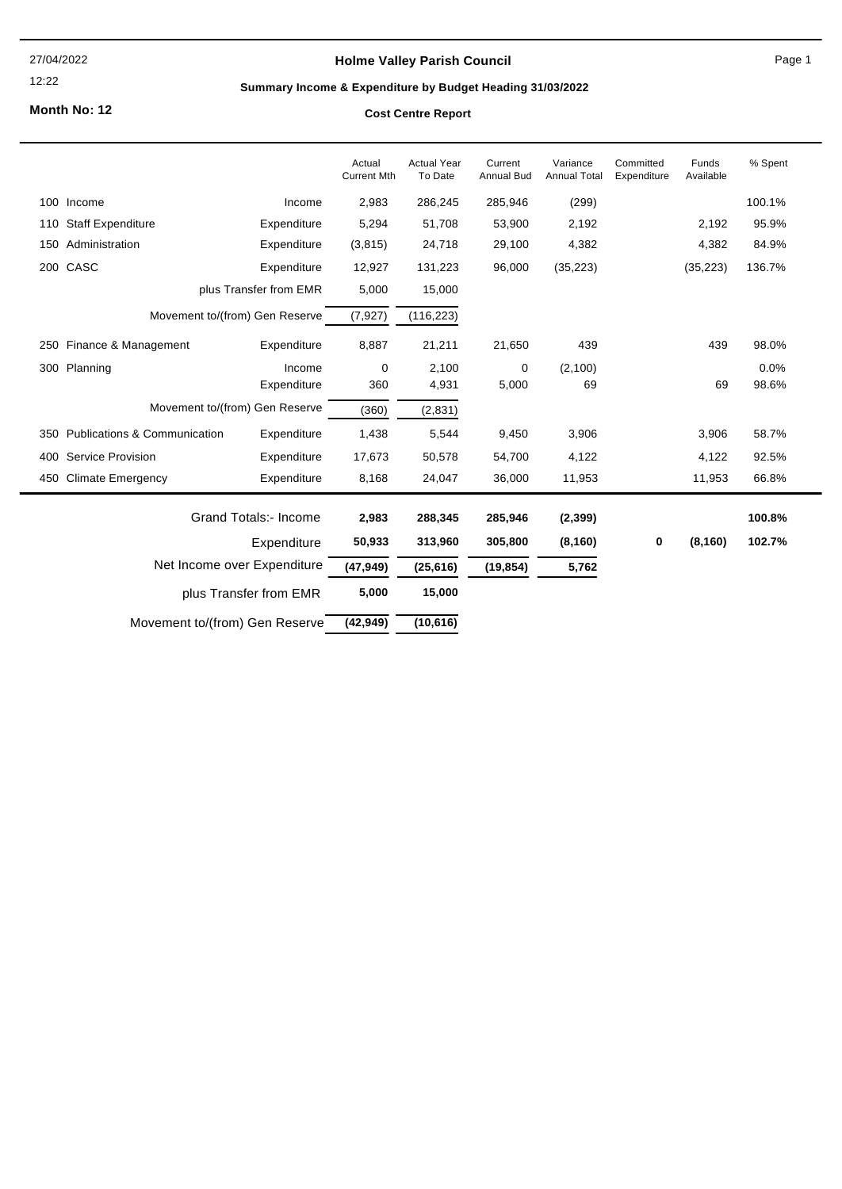27/04/2022

12:22

# Holme Valley Parish Council

## Summary Income & Expenditure by Budget Heading 31/03/2022

**Month No: 12**

### Cost Centre Report

| | | | Actual Current Mth | Actual Year To Date | Current Annual Bud | Variance Annual Total | Committed Expenditure | Funds Available | % Spent |
|---|---|---|---|---|---|---|---|---|---|
| 100 | Income | Income | 2,983 | 286,245 | 285,946 | (299) | | | 100.1% |
| 110 | Staff Expenditure | Expenditure | 5,294 | 51,708 | 53,900 | 2,192 | | 2,192 | 95.9% |
| 150 | Administration | Expenditure | (3,815) | 24,718 | 29,100 | 4,382 | | 4,382 | 84.9% |
| 200 | CASC | Expenditure | 12,927 | 131,223 | 96,000 | (35,223) | | (35,223) | 136.7% |
| | | plus Transfer from EMR | 5,000 | 15,000 | | | | | |
| | | Movement to/(from) Gen Reserve | (7,927) | (116,223) | | | | | |
| 250 | Finance & Management | Expenditure | 8,887 | 21,211 | 21,650 | 439 | | 439 | 98.0% |
| 300 | Planning | Income | 0 | 2,100 | 0 | (2,100) | | | 0.0% |
| | | Expenditure | 360 | 4,931 | 5,000 | 69 | | 69 | 98.6% |
| | | Movement to/(from) Gen Reserve | (360) | (2,831) | | | | | |
| 350 | Publications & Communication | Expenditure | 1,438 | 5,544 | 9,450 | 3,906 | | 3,906 | 58.7% |
| 400 | Service Provision | Expenditure | 17,673 | 50,578 | 54,700 | 4,122 | | 4,122 | 92.5% |
| 450 | Climate Emergency | Expenditure | 8,168 | 24,047 | 36,000 | 11,953 | | 11,953 | 66.8% |
| | | **Grand Totals:- Income** | **2,983** | **288,345** | **285,946** | **(2,399)** | | | **100.8%** |
| | | **Expenditure** | **50,933** | **313,960** | **305,800** | **(8,160)** | **0** | **(8,160)** | **102.7%** |
| | | **Net Income over Expenditure** | **(47,949)** | **(25,616)** | **(19,854)** | **5,762** | | | |
| | | **plus Transfer from EMR** | **5,000** | **15,000** | | | | | |
| | | **Movement to/(from) Gen Reserve** | **(42,949)** | **(10,616)** | | | | | |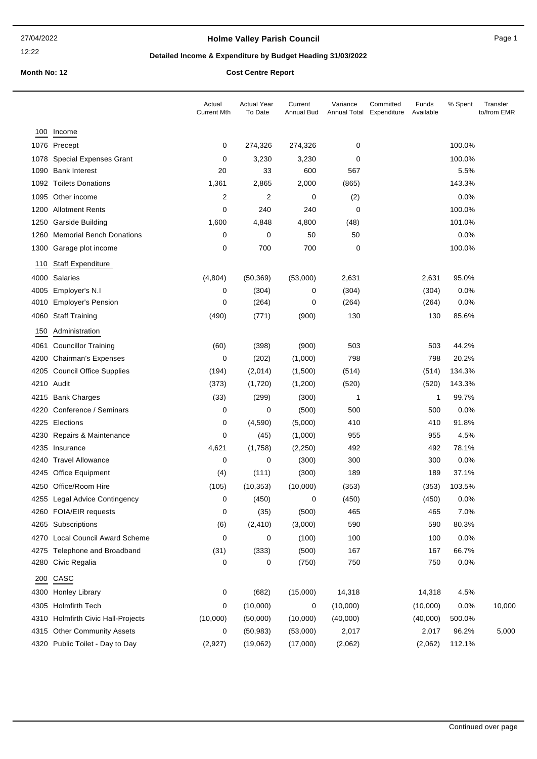# Holme Valley Parish Council

## Detailed Income & Expenditure by Budget Heading 31/03/2022

**Month No: 12** **Cost Centre Report**

| | | Actual Current Mth | Actual Year To Date | Current Annual Bud | Variance Annual Total | Committed Expenditure | Funds Available | % Spent | Transfer to/from EMR |
|---|---|---|---|---|---|---|---|---|---|
| **100** | **Income** | | | | | | | | |
| 1076 | Precept | 0 | 274,326 | 274,326 | 0 | | | 100.0% | |
| 1078 | Special Expenses Grant | 0 | 3,230 | 3,230 | 0 | | | 100.0% | |
| 1090 | Bank Interest | 20 | 33 | 600 | 567 | | | 5.5% | |
| 1092 | Toilets Donations | 1,361 | 2,865 | 2,000 | (865) | | | 143.3% | |
| 1095 | Other income | 2 | 2 | 0 | (2) | | | 0.0% | |
| 1200 | Allotment Rents | 0 | 240 | 240 | 0 | | | 100.0% | |
| 1250 | Garside Building | 1,600 | 4,848 | 4,800 | (48) | | | 101.0% | |
| 1260 | Memorial Bench Donations | 0 | 0 | 50 | 50 | | | 0.0% | |
| 1300 | Garage plot income | 0 | 700 | 700 | 0 | | | 100.0% | |
| **110** | **Staff Expenditure** | | | | | | | | |
| 4000 | Salaries | (4,804) | (50,369) | (53,000) | 2,631 | | 2,631 | 95.0% | |
| 4005 | Employer's N.I | 0 | (304) | 0 | (304) | | (304) | 0.0% | |
| 4010 | Employer's Pension | 0 | (264) | 0 | (264) | | (264) | 0.0% | |
| 4060 | Staff Training | (490) | (771) | (900) | 130 | | 130 | 85.6% | |
| **150** | **Administration** | | | | | | | | |
| 4061 | Councillor Training | (60) | (398) | (900) | 503 | | 503 | 44.2% | |
| 4200 | Chairman's Expenses | 0 | (202) | (1,000) | 798 | | 798 | 20.2% | |
| 4205 | Council Office Supplies | (194) | (2,014) | (1,500) | (514) | | (514) | 134.3% | |
| 4210 | Audit | (373) | (1,720) | (1,200) | (520) | | (520) | 143.3% | |
| 4215 | Bank Charges | (33) | (299) | (300) | 1 | | 1 | 99.7% | |
| 4220 | Conference / Seminars | 0 | 0 | (500) | 500 | | 500 | 0.0% | |
| 4225 | Elections | 0 | (4,590) | (5,000) | 410 | | 410 | 91.8% | |
| 4230 | Repairs & Maintenance | 0 | (45) | (1,000) | 955 | | 955 | 4.5% | |
| 4235 | Insurance | 4,621 | (1,758) | (2,250) | 492 | | 492 | 78.1% | |
| 4240 | Travel Allowance | 0 | 0 | (300) | 300 | | 300 | 0.0% | |
| 4245 | Office Equipment | (4) | (111) | (300) | 189 | | 189 | 37.1% | |
| 4250 | Office/Room Hire | (105) | (10,353) | (10,000) | (353) | | (353) | 103.5% | |
| 4255 | Legal Advice Contingency | 0 | (450) | 0 | (450) | | (450) | 0.0% | |
| 4260 | FOIA/EIR requests | 0 | (35) | (500) | 465 | | 465 | 7.0% | |
| 4265 | Subscriptions | (6) | (2,410) | (3,000) | 590 | | 590 | 80.3% | |
| 4270 | Local Council Award Scheme | 0 | 0 | (100) | 100 | | 100 | 0.0% | |
| 4275 | Telephone and Broadband | (31) | (333) | (500) | 167 | | 167 | 66.7% | |
| 4280 | Civic Regalia | 0 | 0 | (750) | 750 | | 750 | 0.0% | |
| **200** | **CASC** | | | | | | | | |
| 4300 | Honley Library | 0 | (682) | (15,000) | 14,318 | | 14,318 | 4.5% | |
| 4305 | Holmfirth Tech | 0 | (10,000) | 0 | (10,000) | | (10,000) | 0.0% | 10,000 |
| 4310 | Holmfirth Civic Hall-Projects | (10,000) | (50,000) | (10,000) | (40,000) | | (40,000) | 500.0% | |
| 4315 | Other Community Assets | 0 | (50,983) | (53,000) | 2,017 | | 2,017 | 96.2% | 5,000 |
| 4320 | Public Toilet - Day to Day | (2,927) | (19,062) | (17,000) | (2,062) | | (2,062) | 112.1% | |

Continued over page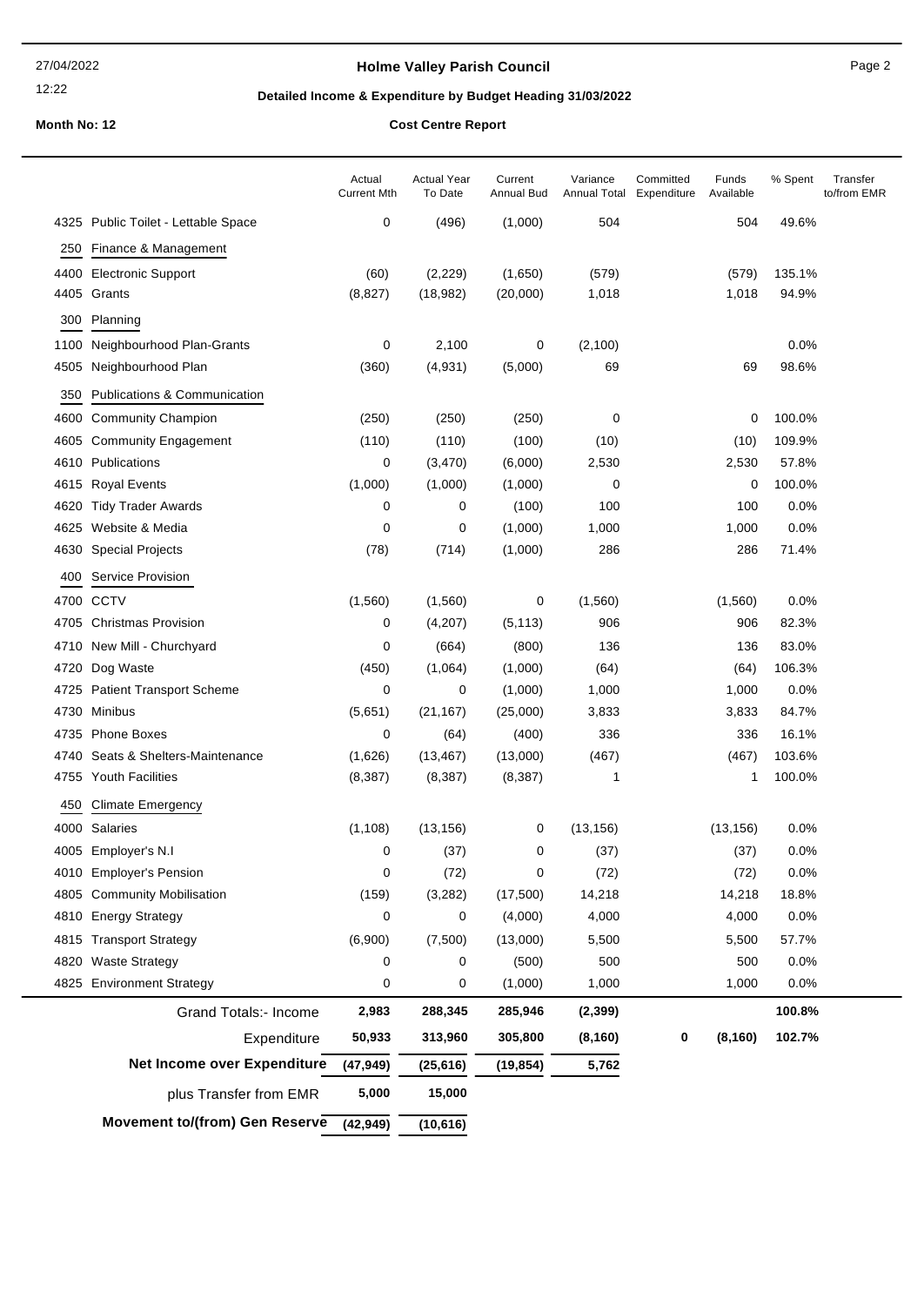# Holme Valley Parish Council

27/04/2022
12:22

## Detailed Income & Expenditure by Budget Heading 31/03/2022

**Month No: 12** **Cost Centre Report**

| | | Actual Current Mth | Actual Year To Date | Current Annual Bud | Variance Annual Total | Committed Expenditure | Funds Available | % Spent | Transfer to/from EMR |
|---|---|---|---|---|---|---|---|---|---|
| 4325 | Public Toilet - Lettable Space | 0 | (496) | (1,000) | 504 | | 504 | 49.6% | |
| 250 | Finance & Management | | | | | | | | |
| 4400 | Electronic Support | (60) | (2,229) | (1,650) | (579) | | (579) | 135.1% | |
| 4405 | Grants | (8,827) | (18,982) | (20,000) | 1,018 | | 1,018 | 94.9% | |
| 300 | Planning | | | | | | | | |
| 1100 | Neighbourhood Plan-Grants | 0 | 2,100 | 0 | (2,100) | | | 0.0% | |
| 4505 | Neighbourhood Plan | (360) | (4,931) | (5,000) | 69 | | 69 | 98.6% | |
| 350 | Publications & Communication | | | | | | | | |
| 4600 | Community Champion | (250) | (250) | (250) | 0 | | 0 | 100.0% | |
| 4605 | Community Engagement | (110) | (110) | (100) | (10) | | (10) | 109.9% | |
| 4610 | Publications | 0 | (3,470) | (6,000) | 2,530 | | 2,530 | 57.8% | |
| 4615 | Royal Events | (1,000) | (1,000) | (1,000) | 0 | | 0 | 100.0% | |
| 4620 | Tidy Trader Awards | 0 | 0 | (100) | 100 | | 100 | 0.0% | |
| 4625 | Website & Media | 0 | 0 | (1,000) | 1,000 | | 1,000 | 0.0% | |
| 4630 | Special Projects | (78) | (714) | (1,000) | 286 | | 286 | 71.4% | |
| 400 | Service Provision | | | | | | | | |
| 4700 | CCTV | (1,560) | (1,560) | 0 | (1,560) | | (1,560) | 0.0% | |
| 4705 | Christmas Provision | 0 | (4,207) | (5,113) | 906 | | 906 | 82.3% | |
| 4710 | New Mill - Churchyard | 0 | (664) | (800) | 136 | | 136 | 83.0% | |
| 4720 | Dog Waste | (450) | (1,064) | (1,000) | (64) | | (64) | 106.3% | |
| 4725 | Patient Transport Scheme | 0 | 0 | (1,000) | 1,000 | | 1,000 | 0.0% | |
| 4730 | Minibus | (5,651) | (21,167) | (25,000) | 3,833 | | 3,833 | 84.7% | |
| 4735 | Phone Boxes | 0 | (64) | (400) | 336 | | 336 | 16.1% | |
| 4740 | Seats & Shelters-Maintenance | (1,626) | (13,467) | (13,000) | (467) | | (467) | 103.6% | |
| 4755 | Youth Facilities | (8,387) | (8,387) | (8,387) | 1 | | 1 | 100.0% | |
| 450 | Climate Emergency | | | | | | | | |
| 4000 | Salaries | (1,108) | (13,156) | 0 | (13,156) | | (13,156) | 0.0% | |
| 4005 | Employer's N.I | 0 | (37) | 0 | (37) | | (37) | 0.0% | |
| 4010 | Employer's Pension | 0 | (72) | 0 | (72) | | (72) | 0.0% | |
| 4805 | Community Mobilisation | (159) | (3,282) | (17,500) | 14,218 | | 14,218 | 18.8% | |
| 4810 | Energy Strategy | 0 | 0 | (4,000) | 4,000 | | 4,000 | 0.0% | |
| 4815 | Transport Strategy | (6,900) | (7,500) | (13,000) | 5,500 | | 5,500 | 57.7% | |
| 4820 | Waste Strategy | 0 | 0 | (500) | 500 | | 500 | 0.0% | |
| 4825 | Environment Strategy | 0 | 0 | (1,000) | 1,000 | | 1,000 | 0.0% | |
| | Grand Totals:- Income | **2,983** | **288,345** | **285,946** | **(2,399)** | | | **100.8%** | |
| | Expenditure | **50,933** | **313,960** | **305,800** | **(8,160)** | **0** | **(8,160)** | **102.7%** | |
| | **Net Income over Expenditure** | **(47,949)** | **(25,616)** | **(19,854)** | **5,762** | | | | |
| | plus Transfer from EMR | **5,000** | **15,000** | | | | | | |
| | **Movement to/(from) Gen Reserve** | **(42,949)** | **(10,616)** | | | | | | |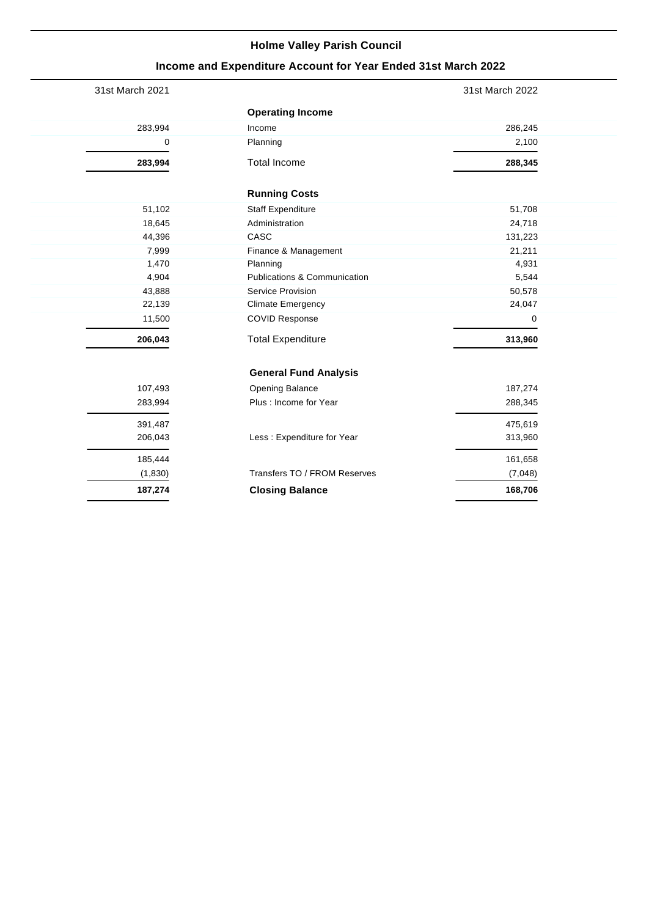# Holme Valley Parish Council

## Income and Expenditure Account for Year Ended 31st March 2022

| 31st March 2021 | | 31st March 2022 |
|---|---|---|
| | **Operating Income** | |
| 283,994 | Income | 286,245 |
| 0 | Planning | 2,100 |
| **283,994** | Total Income | **288,345** |
| | **Running Costs** | |
| 51,102 | Staff Expenditure | 51,708 |
| 18,645 | Administration | 24,718 |
| 44,396 | CASC | 131,223 |
| 7,999 | Finance & Management | 21,211 |
| 1,470 | Planning | 4,931 |
| 4,904 | Publications & Communication | 5,544 |
| 43,888 | Service Provision | 50,578 |
| 22,139 | Climate Emergency | 24,047 |
| 11,500 | COVID Response | 0 |
| **206,043** | Total Expenditure | **313,960** |
| | **General Fund Analysis** | |
| 107,493 | Opening Balance | 187,274 |
| 283,994 | Plus : Income for Year | 288,345 |
| 391,487 | | 475,619 |
| 206,043 | Less : Expenditure for Year | 313,960 |
| 185,444 | | 161,658 |
| (1,830) | Transfers TO / FROM Reserves | (7,048) |
| **187,274** | **Closing Balance** | **168,706** |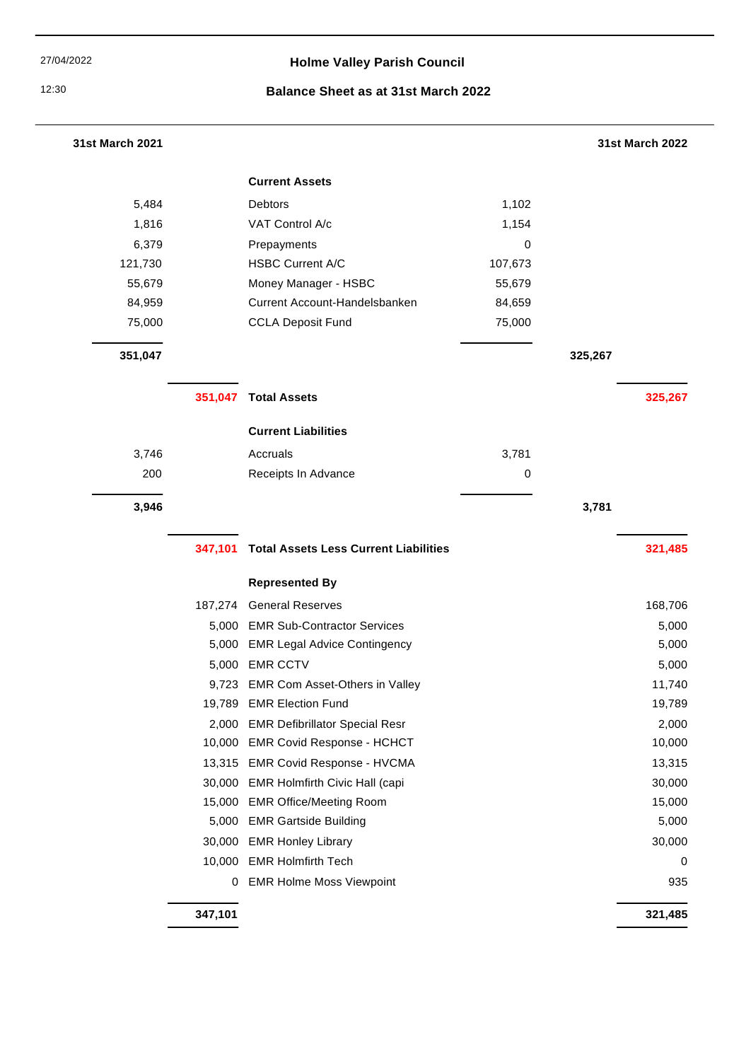27/04/2022

12:30

# Holme Valley Parish Council

## Balance Sheet as at 31st March 2022

| 31st March 2021 | | | | 31st March 2022 | |
|---|---|---|---|---|---|
| | | **Current Assets** | | | |
| 5,484 | | Debtors | 1,102 | | |
| 1,816 | | VAT Control A/c | 1,154 | | |
| 6,379 | | Prepayments | 0 | | |
| 121,730 | | HSBC Current A/C | 107,673 | | |
| 55,679 | | Money Manager - HSBC | 55,679 | | |
| 84,959 | | Current Account-Handelsbanken | 84,659 | | |
| 75,000 | | CCLA Deposit Fund | 75,000 | | |
| **351,047** | | | | **325,267** | |
| | **351,047** | **Total Assets** | | | **325,267** |
| | | **Current Liabilities** | | | |
| 3,746 | | Accruals | 3,781 | | |
| 200 | | Receipts In Advance | 0 | | |
| **3,946** | | | | **3,781** | |
| | **347,101** | **Total Assets Less Current Liabilities** | | | **321,485** |
| | | **Represented By** | | | |
| | 187,274 | General Reserves | | | 168,706 |
| | 5,000 | EMR Sub-Contractor Services | | | 5,000 |
| | 5,000 | EMR Legal Advice Contingency | | | 5,000 |
| | 5,000 | EMR CCTV | | | 5,000 |
| | 9,723 | EMR Com Asset-Others in Valley | | | 11,740 |
| | 19,789 | EMR Election Fund | | | 19,789 |
| | 2,000 | EMR Defibrillator Special Resr | | | 2,000 |
| | 10,000 | EMR Covid Response - HCHCT | | | 10,000 |
| | 13,315 | EMR Covid Response - HVCMA | | | 13,315 |
| | 30,000 | EMR Holmfirth Civic Hall (capi | | | 30,000 |
| | 15,000 | EMR Office/Meeting Room | | | 15,000 |
| | 5,000 | EMR Gartside Building | | | 5,000 |
| | 30,000 | EMR Honley Library | | | 30,000 |
| | 10,000 | EMR Holmfirth Tech | | | 0 |
| | 0 | EMR Holme Moss Viewpoint | | | 935 |
| | **347,101** | | | | **321,485** |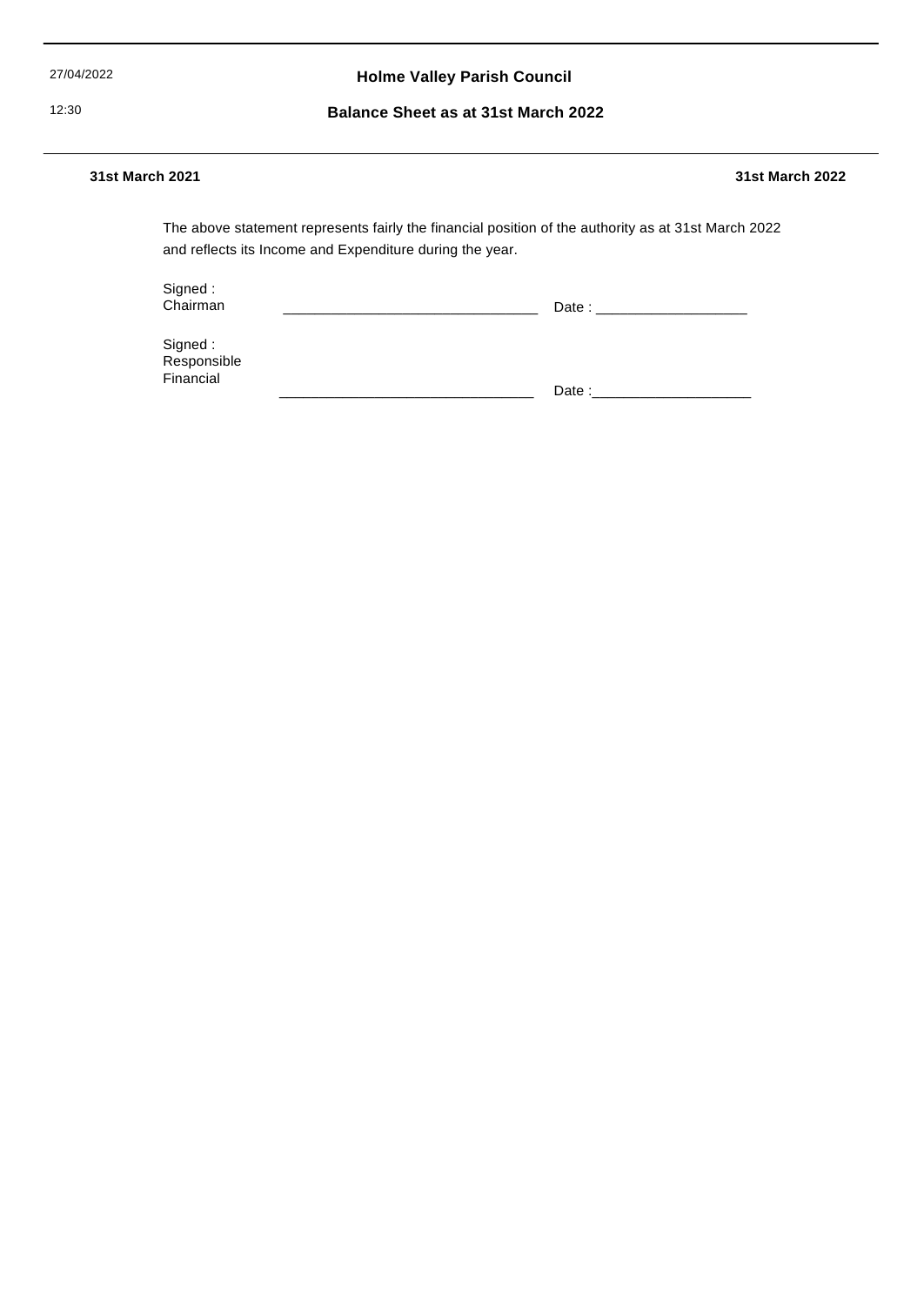27/04/2022

12:30

# Holme Valley Parish Council

## Balance Sheet as at 31st March 2022

| 31st March 2021 | 31st March 2022 |
|---|---|

The above statement represents fairly the financial position of the authority as at 31st March 2022 and reflects its Income and Expenditure during the year.

Signed : Chairman _______________________________ Date : ___________________

Signed : Responsible Financial _______________________________ Date :____________________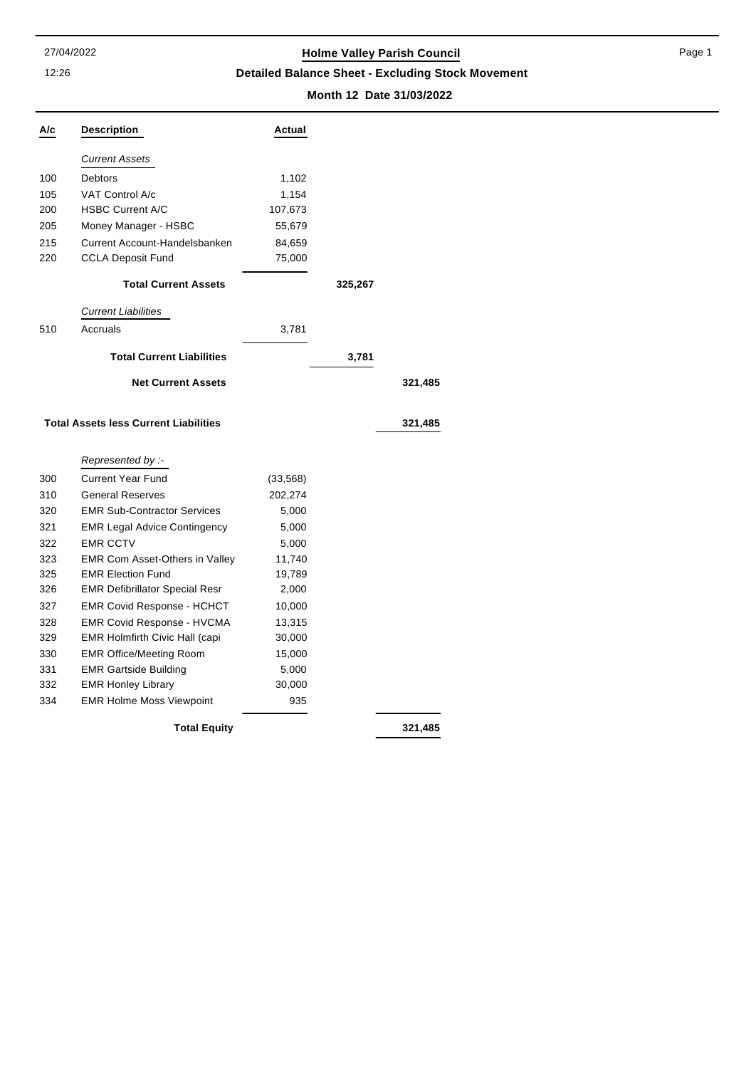# Holme Valley Parish Council

## Detailed Balance Sheet - Excluding Stock Movement

**Month 12 Date 31/03/2022**

| A/c | Description | Actual | | |
|---|---|---|---|---|
| | *Current Assets* | | | |
| 100 | Debtors | 1,102 | | |
| 105 | VAT Control A/c | 1,154 | | |
| 200 | HSBC Current A/C | 107,673 | | |
| 205 | Money Manager - HSBC | 55,679 | | |
| 215 | Current Account-Handelsbanken | 84,659 | | |
| 220 | CCLA Deposit Fund | 75,000 | | |
| | **Total Current Assets** | | **325,267** | |
| | *Current Liabilities* | | | |
| 510 | Accruals | 3,781 | | |
| | **Total Current Liabilities** | | **3,781** | |
| | **Net Current Assets** | | | **321,485** |
| | **Total Assets less Current Liabilities** | | | **321,485** |
| | *Represented by :-* | | | |
| 300 | Current Year Fund | (33,568) | | |
| 310 | General Reserves | 202,274 | | |
| 320 | EMR Sub-Contractor Services | 5,000 | | |
| 321 | EMR Legal Advice Contingency | 5,000 | | |
| 322 | EMR CCTV | 5,000 | | |
| 323 | EMR Com Asset-Others in Valley | 11,740 | | |
| 325 | EMR Election Fund | 19,789 | | |
| 326 | EMR Defibrillator Special Resr | 2,000 | | |
| 327 | EMR Covid Response - HCHCT | 10,000 | | |
| 328 | EMR Covid Response - HVCMA | 13,315 | | |
| 329 | EMR Holmfirth Civic Hall (capi | 30,000 | | |
| 330 | EMR Office/Meeting Room | 15,000 | | |
| 331 | EMR Gartside Building | 5,000 | | |
| 332 | EMR Honley Library | 30,000 | | |
| 334 | EMR Holme Moss Viewpoint | 935 | | |
| | **Total Equity** | | | **321,485** |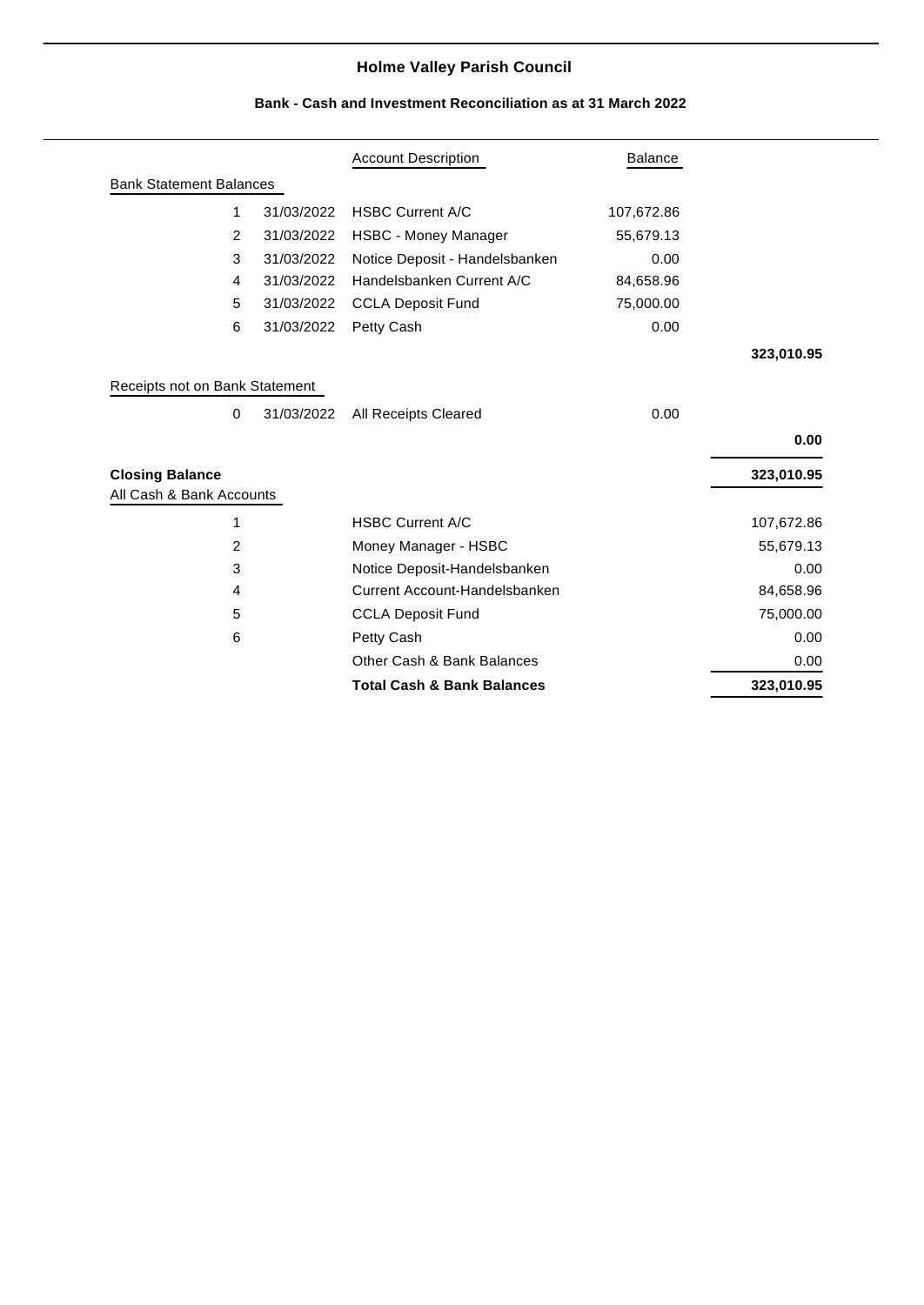# Holme Valley Parish Council

## Bank - Cash and Investment Reconciliation as at 31 March 2022

| | | Account Description | Balance | |
|---|---|---|---|---|
| **Bank Statement Balances** | | | | |
| 1 | 31/03/2022 | HSBC Current A/C | 107,672.86 | |
| 2 | 31/03/2022 | HSBC - Money Manager | 55,679.13 | |
| 3 | 31/03/2022 | Notice Deposit - Handelsbanken | 0.00 | |
| 4 | 31/03/2022 | Handelsbanken Current A/C | 84,658.96 | |
| 5 | 31/03/2022 | CCLA Deposit Fund | 75,000.00 | |
| 6 | 31/03/2022 | Petty Cash | 0.00 | |
| | | | | **323,010.95** |
| **Receipts not on Bank Statement** | | | | |
| 0 | 31/03/2022 | All Receipts Cleared | 0.00 | |
| | | | | **0.00** |
| **Closing Balance** | | | | **323,010.95** |
| All Cash & Bank Accounts | | | | |
| 1 | | HSBC Current A/C | | 107,672.86 |
| 2 | | Money Manager - HSBC | | 55,679.13 |
| 3 | | Notice Deposit-Handelsbanken | | 0.00 |
| 4 | | Current Account-Handelsbanken | | 84,658.96 |
| 5 | | CCLA Deposit Fund | | 75,000.00 |
| 6 | | Petty Cash | | 0.00 |
| | | Other Cash & Bank Balances | | 0.00 |
| | | **Total Cash & Bank Balances** | | **323,010.95** |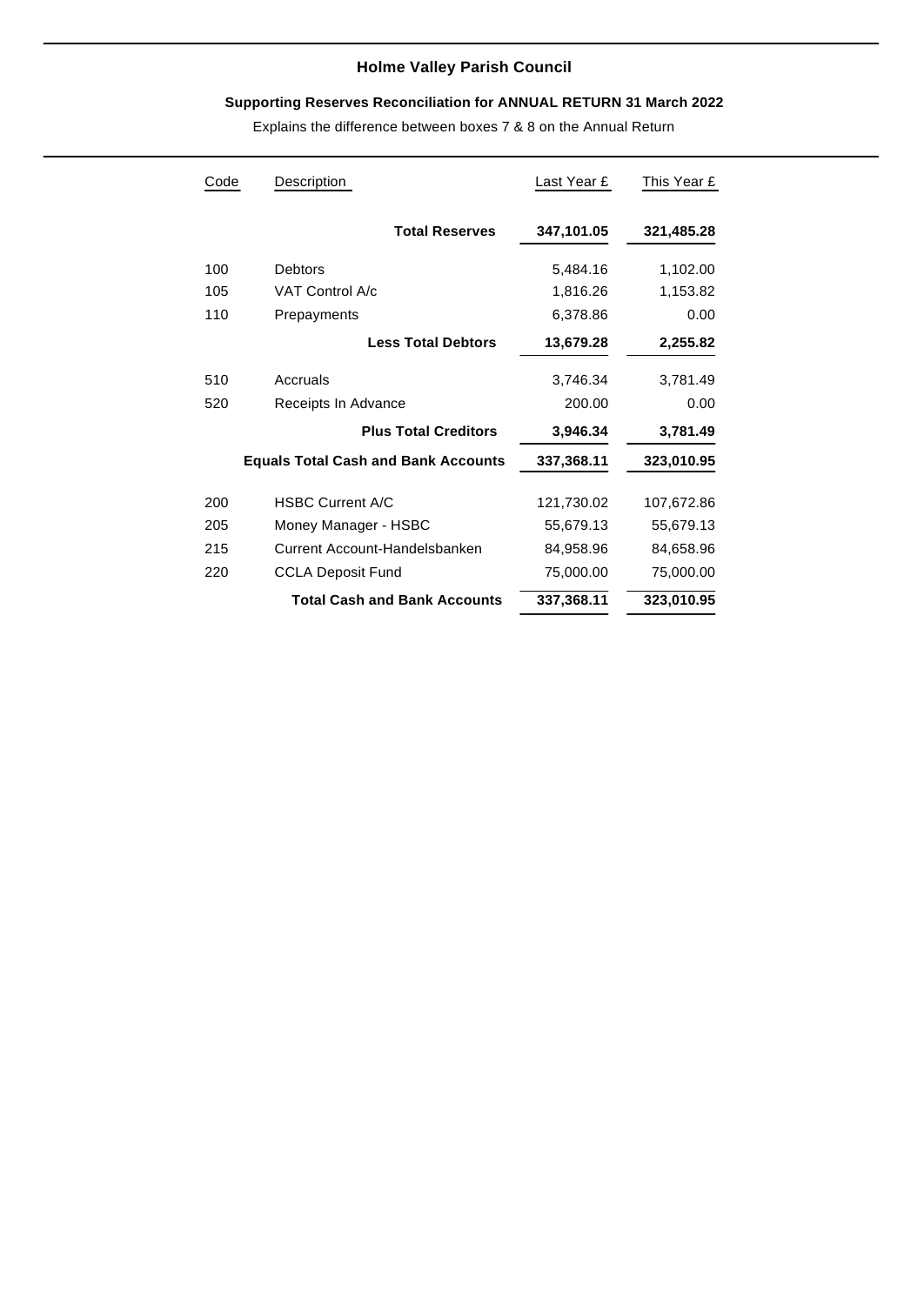# Holme Valley Parish Council

**Supporting Reserves Reconciliation for ANNUAL RETURN 31 March 2022**

Explains the difference between boxes 7 & 8 on the Annual Return

| Code | Description | Last Year £ | This Year £ |
|---|---|---|---|
| | **Total Reserves** | **347,101.05** | **321,485.28** |
| 100 | Debtors | 5,484.16 | 1,102.00 |
| 105 | VAT Control A/c | 1,816.26 | 1,153.82 |
| 110 | Prepayments | 6,378.86 | 0.00 |
| | **Less Total Debtors** | **13,679.28** | **2,255.82** |
| 510 | Accruals | 3,746.34 | 3,781.49 |
| 520 | Receipts In Advance | 200.00 | 0.00 |
| | **Plus Total Creditors** | **3,946.34** | **3,781.49** |
| | **Equals Total Cash and Bank Accounts** | **337,368.11** | **323,010.95** |
| 200 | HSBC Current A/C | 121,730.02 | 107,672.86 |
| 205 | Money Manager - HSBC | 55,679.13 | 55,679.13 |
| 215 | Current Account-Handelsbanken | 84,958.96 | 84,658.96 |
| 220 | CCLA Deposit Fund | 75,000.00 | 75,000.00 |
| | **Total Cash and Bank Accounts** | **337,368.11** | **323,010.95** |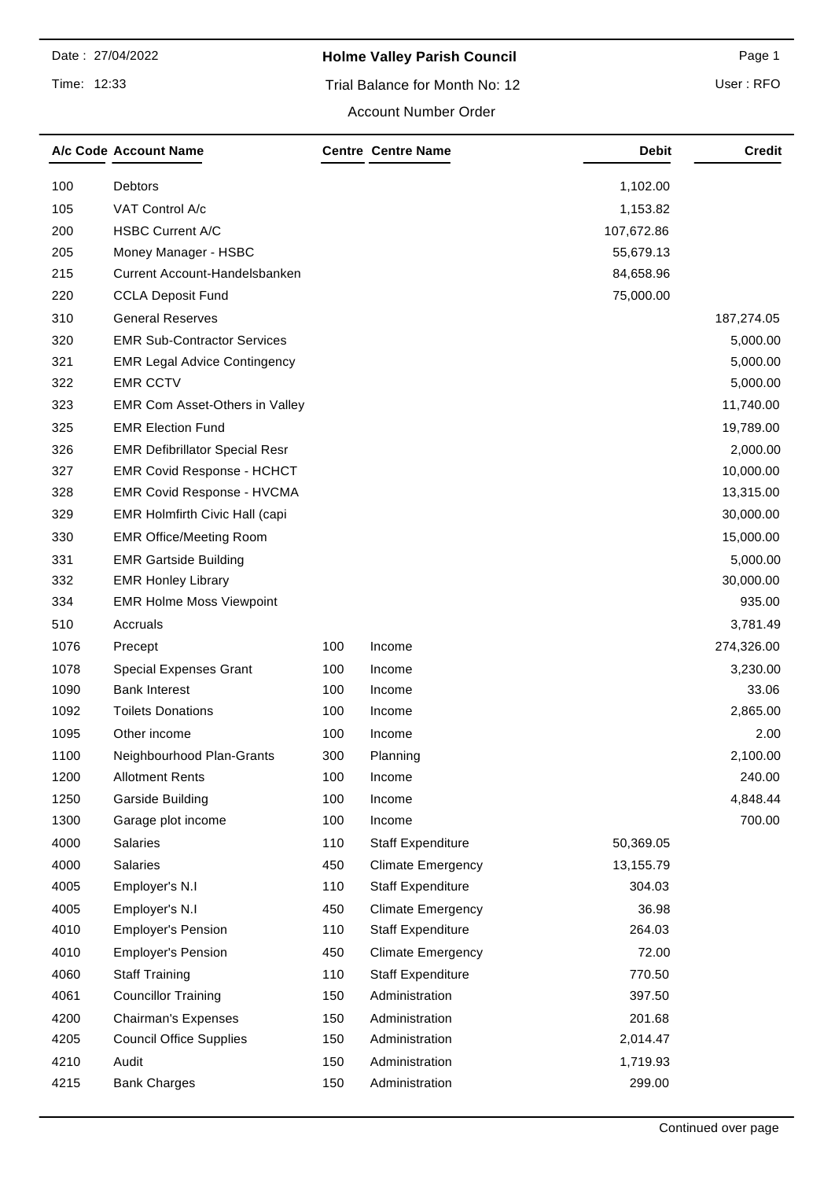Date : 27/04/2022

Time: 12:33

**Holme Valley Parish Council**

Trial Balance for Month No: 12

Account Number Order

User : RFO

| A/c Code | Account Name | Centre | Centre Name | Debit | Credit |
|---|---|---|---|---|---|
| 100 | Debtors | | | 1,102.00 | |
| 105 | VAT Control A/c | | | 1,153.82 | |
| 200 | HSBC Current A/C | | | 107,672.86 | |
| 205 | Money Manager - HSBC | | | 55,679.13 | |
| 215 | Current Account-Handelsbanken | | | 84,658.96 | |
| 220 | CCLA Deposit Fund | | | 75,000.00 | |
| 310 | General Reserves | | | | 187,274.05 |
| 320 | EMR Sub-Contractor Services | | | | 5,000.00 |
| 321 | EMR Legal Advice Contingency | | | | 5,000.00 |
| 322 | EMR CCTV | | | | 5,000.00 |
| 323 | EMR Com Asset-Others in Valley | | | | 11,740.00 |
| 325 | EMR Election Fund | | | | 19,789.00 |
| 326 | EMR Defibrillator Special Resr | | | | 2,000.00 |
| 327 | EMR Covid Response - HCHCT | | | | 10,000.00 |
| 328 | EMR Covid Response - HVCMA | | | | 13,315.00 |
| 329 | EMR Holmfirth Civic Hall (capi | | | | 30,000.00 |
| 330 | EMR Office/Meeting Room | | | | 15,000.00 |
| 331 | EMR Gartside Building | | | | 5,000.00 |
| 332 | EMR Honley Library | | | | 30,000.00 |
| 334 | EMR Holme Moss Viewpoint | | | | 935.00 |
| 510 | Accruals | | | | 3,781.49 |
| 1076 | Precept | 100 | Income | | 274,326.00 |
| 1078 | Special Expenses Grant | 100 | Income | | 3,230.00 |
| 1090 | Bank Interest | 100 | Income | | 33.06 |
| 1092 | Toilets Donations | 100 | Income | | 2,865.00 |
| 1095 | Other income | 100 | Income | | 2.00 |
| 1100 | Neighbourhood Plan-Grants | 300 | Planning | | 2,100.00 |
| 1200 | Allotment Rents | 100 | Income | | 240.00 |
| 1250 | Garside Building | 100 | Income | | 4,848.44 |
| 1300 | Garage plot income | 100 | Income | | 700.00 |
| 4000 | Salaries | 110 | Staff Expenditure | 50,369.05 | |
| 4000 | Salaries | 450 | Climate Emergency | 13,155.79 | |
| 4005 | Employer's N.I | 110 | Staff Expenditure | 304.03 | |
| 4005 | Employer's N.I | 450 | Climate Emergency | 36.98 | |
| 4010 | Employer's Pension | 110 | Staff Expenditure | 264.03 | |
| 4010 | Employer's Pension | 450 | Climate Emergency | 72.00 | |
| 4060 | Staff Training | 110 | Staff Expenditure | 770.50 | |
| 4061 | Councillor Training | 150 | Administration | 397.50 | |
| 4200 | Chairman's Expenses | 150 | Administration | 201.68 | |
| 4205 | Council Office Supplies | 150 | Administration | 2,014.47 | |
| 4210 | Audit | 150 | Administration | 1,719.93 | |
| 4215 | Bank Charges | 150 | Administration | 299.00 | |

Continued over page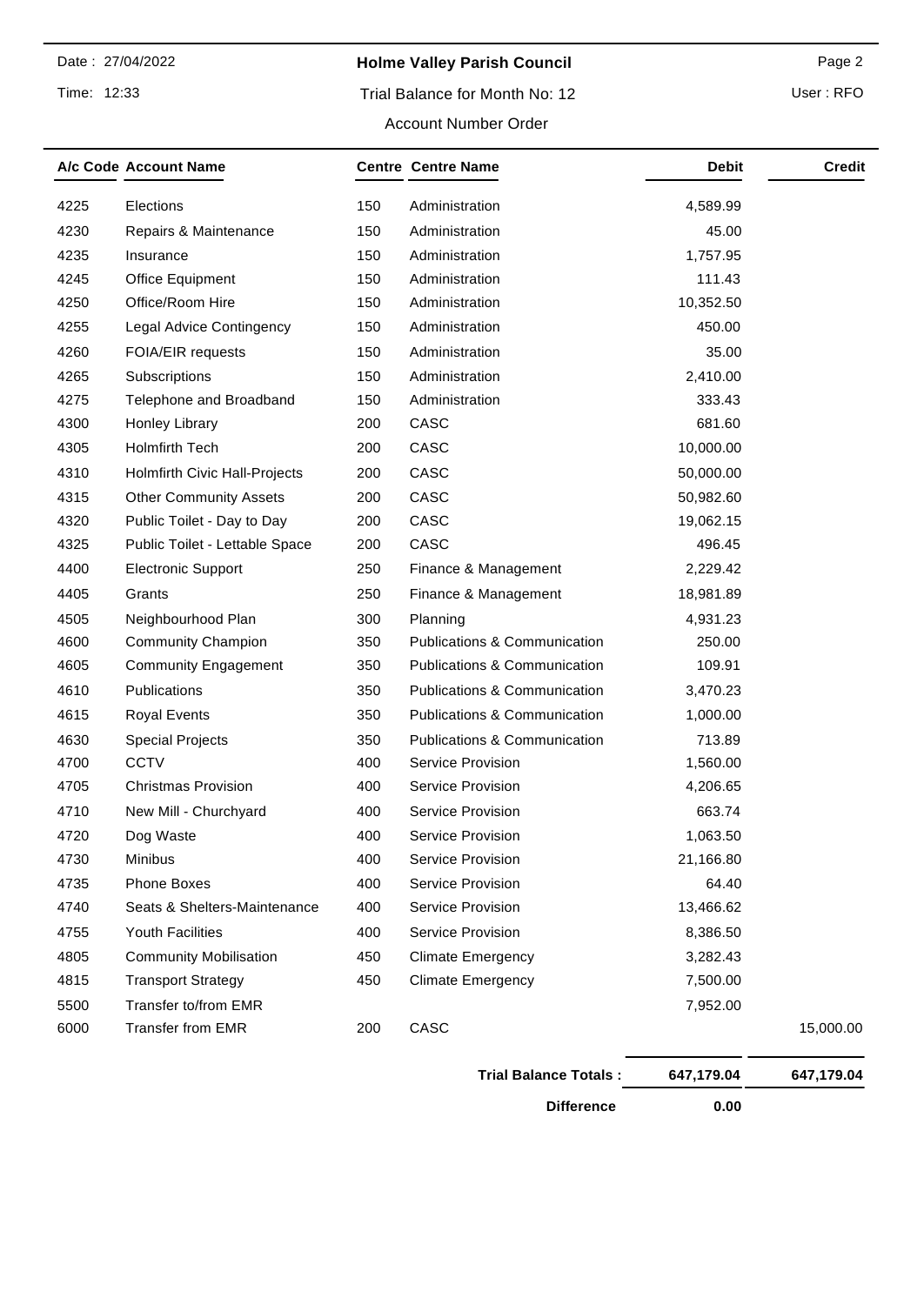Date : 27/04/2022

Time: 12:33

**Holme Valley Parish Council**

Trial Balance for Month No: 12

Account Number Order

User : RFO

| A/c Code | Account Name | Centre | Centre Name | Debit | Credit |
|---|---|---|---|---|---|
| 4225 | Elections | 150 | Administration | 4,589.99 | |
| 4230 | Repairs & Maintenance | 150 | Administration | 45.00 | |
| 4235 | Insurance | 150 | Administration | 1,757.95 | |
| 4245 | Office Equipment | 150 | Administration | 111.43 | |
| 4250 | Office/Room Hire | 150 | Administration | 10,352.50 | |
| 4255 | Legal Advice Contingency | 150 | Administration | 450.00 | |
| 4260 | FOIA/EIR requests | 150 | Administration | 35.00 | |
| 4265 | Subscriptions | 150 | Administration | 2,410.00 | |
| 4275 | Telephone and Broadband | 150 | Administration | 333.43 | |
| 4300 | Honley Library | 200 | CASC | 681.60 | |
| 4305 | Holmfirth Tech | 200 | CASC | 10,000.00 | |
| 4310 | Holmfirth Civic Hall-Projects | 200 | CASC | 50,000.00 | |
| 4315 | Other Community Assets | 200 | CASC | 50,982.60 | |
| 4320 | Public Toilet - Day to Day | 200 | CASC | 19,062.15 | |
| 4325 | Public Toilet - Lettable Space | 200 | CASC | 496.45 | |
| 4400 | Electronic Support | 250 | Finance & Management | 2,229.42 | |
| 4405 | Grants | 250 | Finance & Management | 18,981.89 | |
| 4505 | Neighbourhood Plan | 300 | Planning | 4,931.23 | |
| 4600 | Community Champion | 350 | Publications & Communication | 250.00 | |
| 4605 | Community Engagement | 350 | Publications & Communication | 109.91 | |
| 4610 | Publications | 350 | Publications & Communication | 3,470.23 | |
| 4615 | Royal Events | 350 | Publications & Communication | 1,000.00 | |
| 4630 | Special Projects | 350 | Publications & Communication | 713.89 | |
| 4700 | CCTV | 400 | Service Provision | 1,560.00 | |
| 4705 | Christmas Provision | 400 | Service Provision | 4,206.65 | |
| 4710 | New Mill - Churchyard | 400 | Service Provision | 663.74 | |
| 4720 | Dog Waste | 400 | Service Provision | 1,063.50 | |
| 4730 | Minibus | 400 | Service Provision | 21,166.80 | |
| 4735 | Phone Boxes | 400 | Service Provision | 64.40 | |
| 4740 | Seats & Shelters-Maintenance | 400 | Service Provision | 13,466.62 | |
| 4755 | Youth Facilities | 400 | Service Provision | 8,386.50 | |
| 4805 | Community Mobilisation | 450 | Climate Emergency | 3,282.43 | |
| 4815 | Transport Strategy | 450 | Climate Emergency | 7,500.00 | |
| 5500 | Transfer to/from EMR | | | 7,952.00 | |
| 6000 | Transfer from EMR | 200 | CASC | | 15,000.00 |
| | | | **Trial Balance Totals :** | **647,179.04** | **647,179.04** |
| | | | **Difference** | **0.00** | |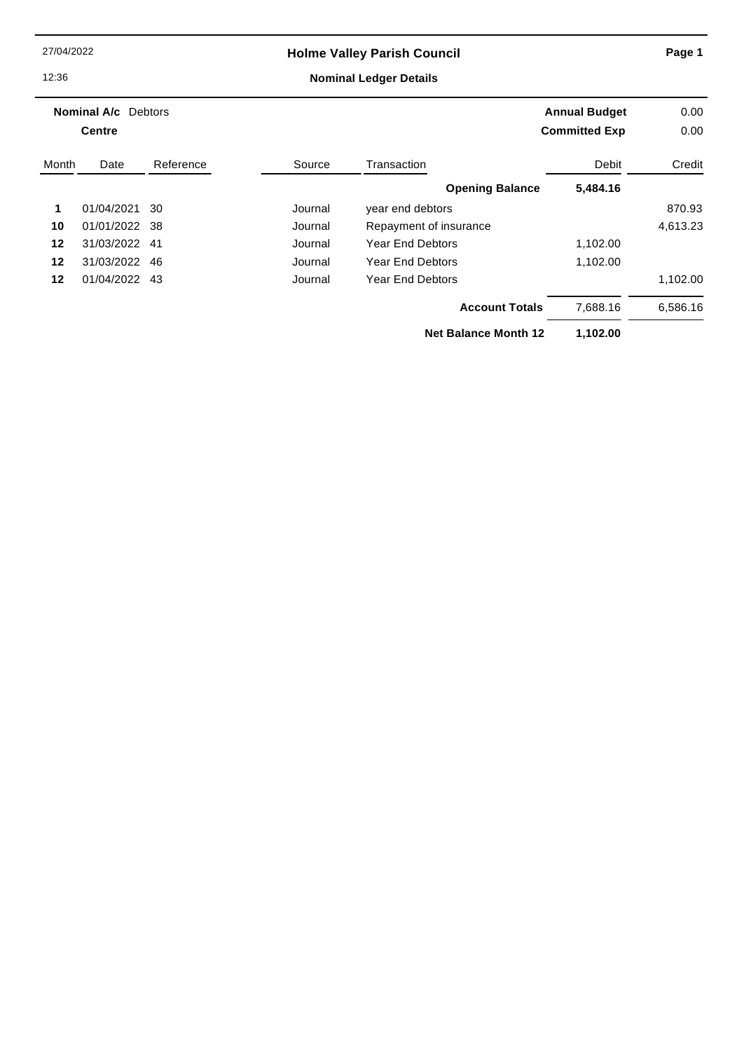27/04/2022

12:36

# Holme Valley Parish Council

## Nominal Ledger Details

**Nominal A/c** Debtors

**Centre**

**Annual Budget** 0.00

**Committed Exp** 0.00

| Month | Date | Reference | Source | Transaction | Debit | Credit |
|---|---|---|---|---|---|---|
| | | | | **Opening Balance** | **5,484.16** | |
| **1** | 01/04/2021 | 30 | Journal | year end debtors | | 870.93 |
| **10** | 01/01/2022 | 38 | Journal | Repayment of insurance | | 4,613.23 |
| **12** | 31/03/2022 | 41 | Journal | Year End Debtors | 1,102.00 | |
| **12** | 31/03/2022 | 46 | Journal | Year End Debtors | 1,102.00 | |
| **12** | 01/04/2022 | 43 | Journal | Year End Debtors | | 1,102.00 |
| | | | | **Account Totals** | 7,688.16 | 6,586.16 |
| | | | | **Net Balance Month 12** | **1,102.00** | |